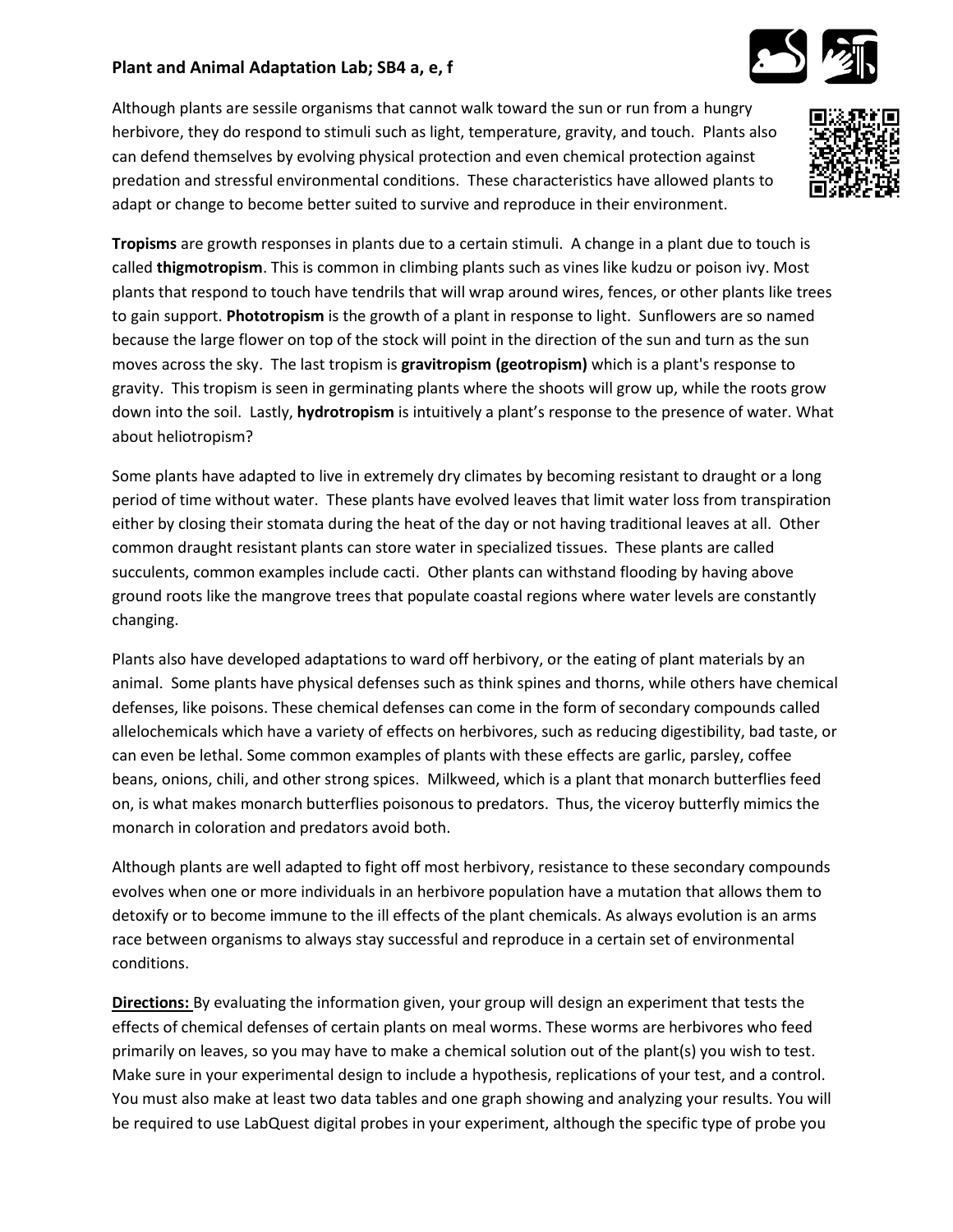**Plant and Animal Adaptation Lab; SB4 a, e, f**

Although plants are sessile organisms that cannot walk toward the sun or run from a hungry herbivore, they do respond to stimuli such as light, temperature, gravity, and touch. Plants also can defend themselves by evolving physical protection and even chemical protection against predation and stressful environmental conditions. These characteristics have allowed plants to adapt or change to become better suited to survive and reproduce in their environment.

**Tropisms** are growth responses in plants due to a certain stimuli. A change in a plant due to touch is called **thigmotropism**. This is common in climbing plants such as vines like kudzu or poison ivy. Most plants that respond to touch have tendrils that will wrap around wires, fences, or other plants like trees to gain support. **Phototropism** is the growth of a plant in response to light. Sunflowers are so named because the large flower on top of the stock will point in the direction of the sun and turn as the sun moves across the sky. The last tropism is **gravitropism (geotropism)** which is a plant's response to gravity. This tropism is seen in germinating plants where the shoots will grow up, while the roots grow down into the soil. Lastly, **hydrotropism** is intuitively a plant's response to the presence of water. What about heliotropism?

Some plants have adapted to live in extremely dry climates by becoming resistant to draught or a long period of time without water. These plants have evolved leaves that limit water loss from transpiration either by closing their stomata during the heat of the day or not having traditional leaves at all. Other common draught resistant plants can store water in specialized tissues. These plants are called succulents, common examples include cacti. Other plants can withstand flooding by having above ground roots like the mangrove trees that populate coastal regions where water levels are constantly changing.

Plants also have developed adaptations to ward off herbivory, or the eating of plant materials by an animal. Some plants have physical defenses such as think spines and thorns, while others have chemical defenses, like poisons. These chemical defenses can come in the form of secondary compounds called allelochemicals which have a variety of effects on herbivores, such as reducing digestibility, bad taste, or can even be lethal. Some common examples of plants with these effects are garlic, parsley, coffee beans, onions, chili, and other strong spices. Milkweed, which is a plant that monarch butterflies feed on, is what makes monarch butterflies poisonous to predators. Thus, the viceroy butterfly mimics the monarch in coloration and predators avoid both.

Although plants are well adapted to fight off most herbivory, resistance to these secondary compounds evolves when one or more individuals in an herbivore population have a mutation that allows them to detoxify or to become immune to the ill effects of the plant chemicals. As always evolution is an arms race between organisms to always stay successful and reproduce in a certain set of environmental conditions.

**Directions:** By evaluating the information given, your group will design an experiment that tests the effects of chemical defenses of certain plants on meal worms. These worms are herbivores who feed primarily on leaves, so you may have to make a chemical solution out of the plant(s) you wish to test. Make sure in your experimental design to include a hypothesis, replications of your test, and a control. You must also make at least two data tables and one graph showing and analyzing your results. You will be required to use LabQuest digital probes in your experiment, although the specific type of probe you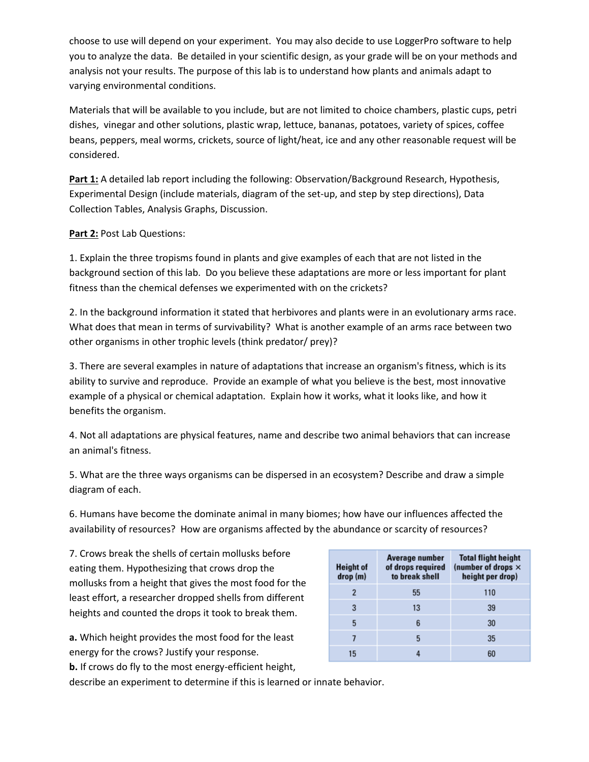choose to use will depend on your experiment. You may also decide to use LoggerPro software to help you to analyze the data. Be detailed in your scientific design, as your grade will be on your methods and analysis not your results. The purpose of this lab is to understand how plants and animals adapt to varying environmental conditions.

Materials that will be available to you include, but are not limited to choice chambers, plastic cups, petri dishes, vinegar and other solutions, plastic wrap, lettuce, bananas, potatoes, variety of spices, coffee beans, peppers, meal worms, crickets, source of light/heat, ice and any other reasonable request will be considered.

**Part 1:** A detailed lab report including the following: Observation/Background Research, Hypothesis, Experimental Design (include materials, diagram of the set-up, and step by step directions), Data Collection Tables, Analysis Graphs, Discussion.

**Part 2:** Post Lab Questions:

1. Explain the three tropisms found in plants and give examples of each that are not listed in the background section of this lab. Do you believe these adaptations are more or less important for plant fitness than the chemical defenses we experimented with on the crickets?

2. In the background information it stated that herbivores and plants were in an evolutionary arms race. What does that mean in terms of survivability? What is another example of an arms race between two other organisms in other trophic levels (think predator/ prey)?

3. There are several examples in nature of adaptations that increase an organism's fitness, which is its ability to survive and reproduce. Provide an example of what you believe is the best, most innovative example of a physical or chemical adaptation. Explain how it works, what it looks like, and how it benefits the organism.

4. Not all adaptations are physical features, name and describe two animal behaviors that can increase an animal's fitness.

5. What are the three ways organisms can be dispersed in an ecosystem? Describe and draw a simple diagram of each.

6. Humans have become the dominate animal in many biomes; how have our influences affected the availability of resources? How are organisms affected by the abundance or scarcity of resources?

7. Crows break the shells of certain mollusks before eating them. Hypothesizing that crows drop the mollusks from a height that gives the most food for the least effort, a researcher dropped shells from different heights and counted the drops it took to break them.

| Height of drop (m) | Average number of drops required to break shell | Total flight height (number of drops × height per drop) |
|---|---|---|
| 2 | 55 | 110 |
| 3 | 13 | 39 |
| 5 | 6 | 30 |
| 7 | 5 | 35 |
| 15 | 4 | 60 |

**a.** Which height provides the most food for the least energy for the crows? Justify your response.
**b.** If crows do fly to the most energy-efficient height, describe an experiment to determine if this is learned or innate behavior.